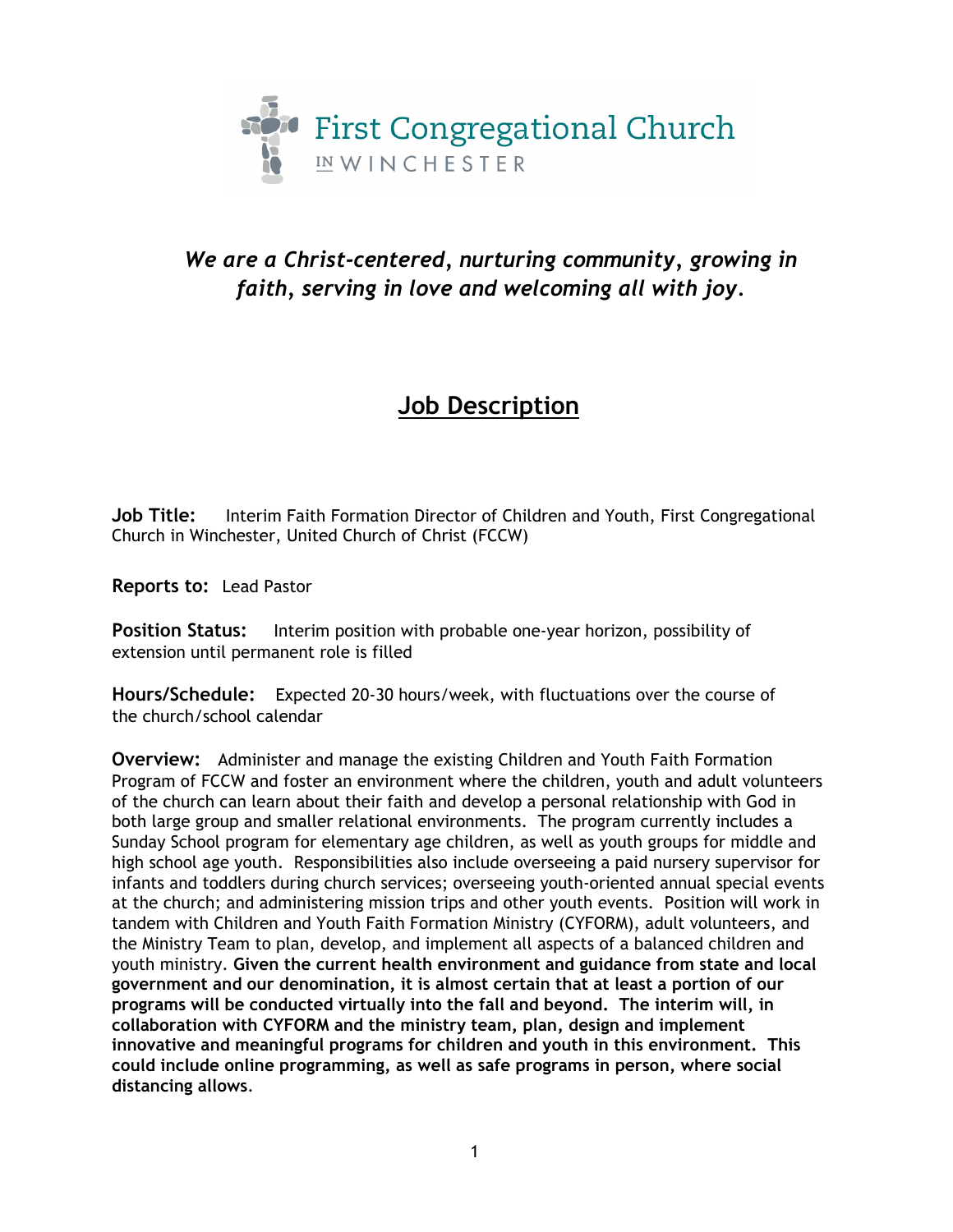First Congregational Church
IN WINCHESTER

*We are a Christ-centered, nurturing community, growing in faith, serving in love and welcoming all with joy.*

# Job Description

**Job Title:** Interim Faith Formation Director of Children and Youth, First Congregational Church in Winchester, United Church of Christ (FCCW)

**Reports to:** Lead Pastor

**Position Status:** Interim position with probable one-year horizon, possibility of extension until permanent role is filled

**Hours/Schedule:** Expected 20-30 hours/week, with fluctuations over the course of the church/school calendar

**Overview:** Administer and manage the existing Children and Youth Faith Formation Program of FCCW and foster an environment where the children, youth and adult volunteers of the church can learn about their faith and develop a personal relationship with God in both large group and smaller relational environments. The program currently includes a Sunday School program for elementary age children, as well as youth groups for middle and high school age youth. Responsibilities also include overseeing a paid nursery supervisor for infants and toddlers during church services; overseeing youth-oriented annual special events at the church; and administering mission trips and other youth events. Position will work in tandem with Children and Youth Faith Formation Ministry (CYFORM), adult volunteers, and the Ministry Team to plan, develop, and implement all aspects of a balanced children and youth ministry. **Given the current health environment and guidance from state and local government and our denomination, it is almost certain that at least a portion of our programs will be conducted virtually into the fall and beyond. The interim will, in collaboration with CYFORM and the ministry team, plan, design and implement innovative and meaningful programs for children and youth in this environment. This could include online programming, as well as safe programs in person, where social distancing allows**.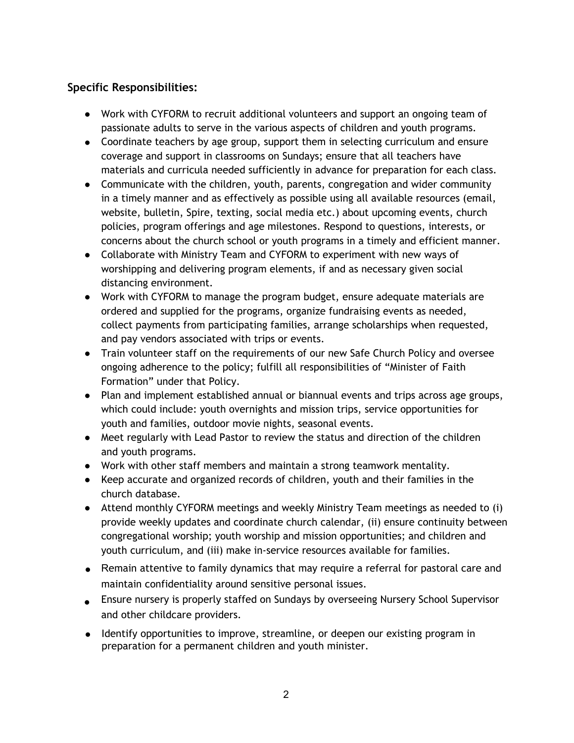### Specific Responsibilities:

- Work with CYFORM to recruit additional volunteers and support an ongoing team of passionate adults to serve in the various aspects of children and youth programs.
- Coordinate teachers by age group, support them in selecting curriculum and ensure coverage and support in classrooms on Sundays; ensure that all teachers have materials and curricula needed sufficiently in advance for preparation for each class.
- Communicate with the children, youth, parents, congregation and wider community in a timely manner and as effectively as possible using all available resources (email, website, bulletin, Spire, texting, social media etc.) about upcoming events, church policies, program offerings and age milestones. Respond to questions, interests, or concerns about the church school or youth programs in a timely and efficient manner.
- Collaborate with Ministry Team and CYFORM to experiment with new ways of worshipping and delivering program elements, if and as necessary given social distancing environment.
- Work with CYFORM to manage the program budget, ensure adequate materials are ordered and supplied for the programs, organize fundraising events as needed, collect payments from participating families, arrange scholarships when requested, and pay vendors associated with trips or events.
- Train volunteer staff on the requirements of our new Safe Church Policy and oversee ongoing adherence to the policy; fulfill all responsibilities of "Minister of Faith Formation" under that Policy.
- Plan and implement established annual or biannual events and trips across age groups, which could include: youth overnights and mission trips, service opportunities for youth and families, outdoor movie nights, seasonal events.
- Meet regularly with Lead Pastor to review the status and direction of the children and youth programs.
- Work with other staff members and maintain a strong teamwork mentality.
- Keep accurate and organized records of children, youth and their families in the church database.
- Attend monthly CYFORM meetings and weekly Ministry Team meetings as needed to (i) provide weekly updates and coordinate church calendar, (ii) ensure continuity between congregational worship; youth worship and mission opportunities; and children and youth curriculum, and (iii) make in-service resources available for families.
- Remain attentive to family dynamics that may require a referral for pastoral care and maintain confidentiality around sensitive personal issues.
- Ensure nursery is properly staffed on Sundays by overseeing Nursery School Supervisor and other childcare providers.
- Identify opportunities to improve, streamline, or deepen our existing program in preparation for a permanent children and youth minister.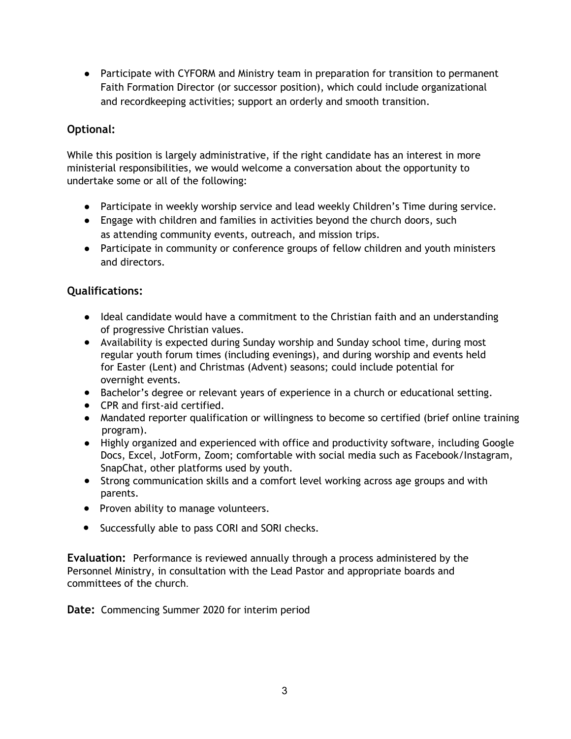- Participate with CYFORM and Ministry team in preparation for transition to permanent Faith Formation Director (or successor position), which could include organizational and recordkeeping activities; support an orderly and smooth transition.

## Optional:

While this position is largely administrative, if the right candidate has an interest in more ministerial responsibilities, we would welcome a conversation about the opportunity to undertake some or all of the following:

- Participate in weekly worship service and lead weekly Children's Time during service.
- Engage with children and families in activities beyond the church doors, such as attending community events, outreach, and mission trips.
- Participate in community or conference groups of fellow children and youth ministers and directors.

## Qualifications:

- Ideal candidate would have a commitment to the Christian faith and an understanding of progressive Christian values.
- Availability is expected during Sunday worship and Sunday school time, during most regular youth forum times (including evenings), and during worship and events held for Easter (Lent) and Christmas (Advent) seasons; could include potential for overnight events.
- Bachelor's degree or relevant years of experience in a church or educational setting.
- CPR and first-aid certified.
- Mandated reporter qualification or willingness to become so certified (brief online training program).
- Highly organized and experienced with office and productivity software, including Google Docs, Excel, JotForm, Zoom; comfortable with social media such as Facebook/Instagram, SnapChat, other platforms used by youth.
- Strong communication skills and a comfort level working across age groups and with parents.
- Proven ability to manage volunteers.
- Successfully able to pass CORI and SORI checks.

**Evaluation:** Performance is reviewed annually through a process administered by the Personnel Ministry, in consultation with the Lead Pastor and appropriate boards and committees of the church.

**Date:** Commencing Summer 2020 for interim period